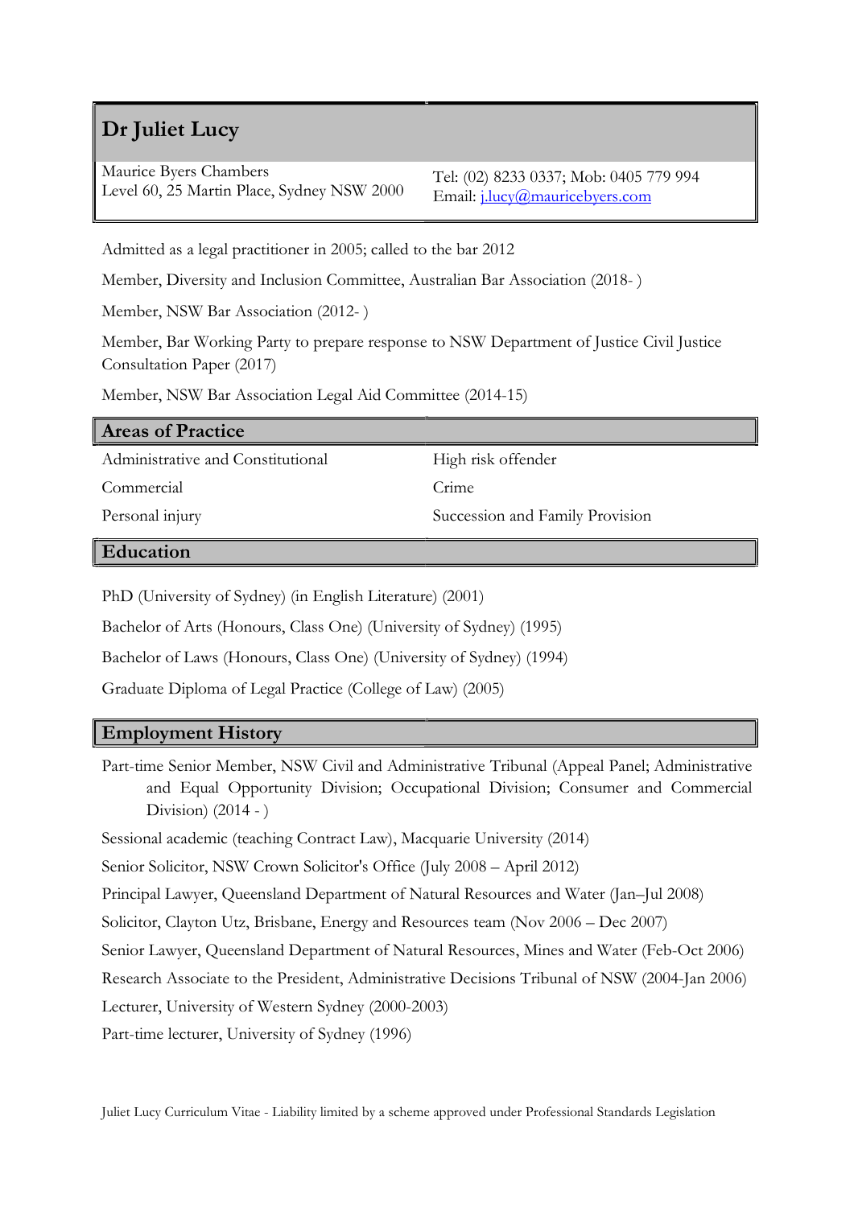# Dr Juliet Lucy

| | |
|---|---|
| Maurice Byers Chambers<br>Level 60, 25 Martin Place, Sydney NSW 2000 | Tel: (02) 8233 0337; Mob: 0405 779 994<br>Email: [j.lucy@mauricebyers.com](mailto:j.lucy@mauricebyers.com) |

Admitted as a legal practitioner in 2005; called to the bar 2012

Member, Diversity and Inclusion Committee, Australian Bar Association (2018- )

Member, NSW Bar Association (2012- )

Member, Bar Working Party to prepare response to NSW Department of Justice Civil Justice Consultation Paper (2017)

Member, NSW Bar Association Legal Aid Committee (2014-15)

## Areas of Practice

| | |
|---|---|
| Administrative and Constitutional | High risk offender |
| Commercial | Crime |
| Personal injury | Succession and Family Provision |

## Education

PhD (University of Sydney) (in English Literature) (2001)

Bachelor of Arts (Honours, Class One) (University of Sydney) (1995)

Bachelor of Laws (Honours, Class One) (University of Sydney) (1994)

Graduate Diploma of Legal Practice (College of Law) (2005)

## Employment History

Part-time Senior Member, NSW Civil and Administrative Tribunal (Appeal Panel; Administrative and Equal Opportunity Division; Occupational Division; Consumer and Commercial Division) (2014 - )

Sessional academic (teaching Contract Law), Macquarie University (2014)

Senior Solicitor, NSW Crown Solicitor's Office (July 2008 – April 2012)

Principal Lawyer, Queensland Department of Natural Resources and Water (Jan–Jul 2008)

Solicitor, Clayton Utz, Brisbane, Energy and Resources team (Nov 2006 – Dec 2007)

Senior Lawyer, Queensland Department of Natural Resources, Mines and Water (Feb-Oct 2006)

Research Associate to the President, Administrative Decisions Tribunal of NSW (2004-Jan 2006)

Lecturer, University of Western Sydney (2000-2003)

Part-time lecturer, University of Sydney (1996)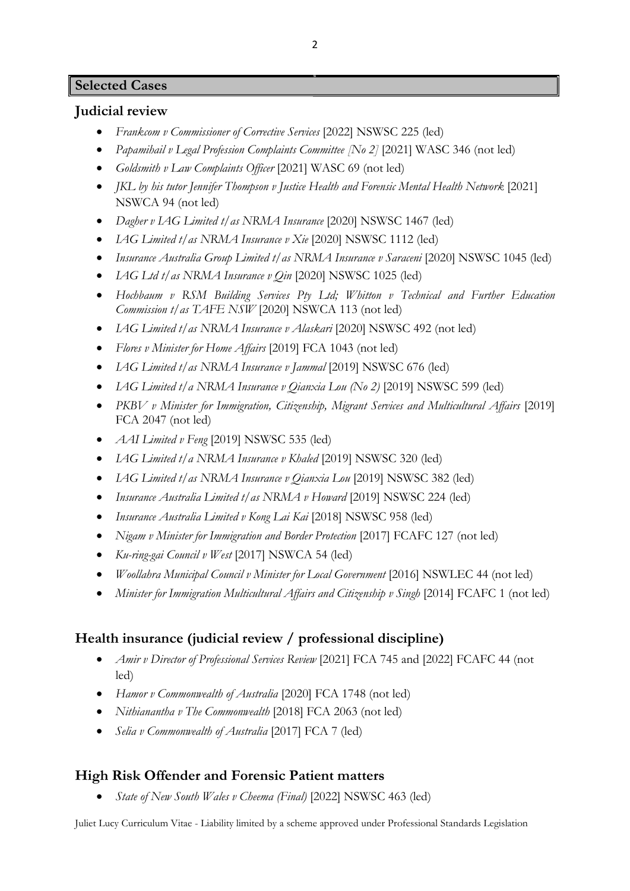## Selected Cases

### Judicial review

- *Frankcom v Commissioner of Corrective Services* [2022] NSWSC 225 (led)
- *Papamihail v Legal Profession Complaints Committee [No 2]* [2021] WASC 346 (not led)
- *Goldsmith v Law Complaints Officer* [2021] WASC 69 (not led)
- *JKL by his tutor Jennifer Thompson v Justice Health and Forensic Mental Health Network* [2021] NSWCA 94 (not led)
- *Dagher v IAG Limited t/as NRMA Insurance* [2020] NSWSC 1467 (led)
- *IAG Limited t/as NRMA Insurance v Xie* [2020] NSWSC 1112 (led)
- *Insurance Australia Group Limited t/as NRMA Insurance v Saraceni* [2020] NSWSC 1045 (led)
- *IAG Ltd t/as NRMA Insurance v Qin* [2020] NSWSC 1025 (led)
- *Hochbaum v RSM Building Services Pty Ltd; Whitton v Technical and Further Education Commission t/as TAFE NSW* [2020] NSWCA 113 (not led)
- *IAG Limited t/as NRMA Insurance v Alaskari* [2020] NSWSC 492 (not led)
- *Flores v Minister for Home Affairs* [2019] FCA 1043 (not led)
- *IAG Limited t/as NRMA Insurance v Jammal* [2019] NSWSC 676 (led)
- *IAG Limited t/a NRMA Insurance v Qianxia Lou (No 2)* [2019] NSWSC 599 (led)
- *PKBV v Minister for Immigration, Citizenship, Migrant Services and Multicultural Affairs* [2019] FCA 2047 (not led)
- *AAI Limited v Feng* [2019] NSWSC 535 (led)
- *IAG Limited t/a NRMA Insurance v Khaled* [2019] NSWSC 320 (led)
- *IAG Limited t/as NRMA Insurance v Qianxia Lou* [2019] NSWSC 382 (led)
- *Insurance Australia Limited t/as NRMA v Howard* [2019] NSWSC 224 (led)
- *Insurance Australia Limited v Kong Lai Kai* [2018] NSWSC 958 (led)
- *Nigam v Minister for Immigration and Border Protection* [2017] FCAFC 127 (not led)
- *Ku-ring-gai Council v West* [2017] NSWCA 54 (led)
- *Woollahra Municipal Council v Minister for Local Government* [2016] NSWLEC 44 (not led)
- *Minister for Immigration Multicultural Affairs and Citizenship v Singh* [2014] FCAFC 1 (not led)

### Health insurance (judicial review / professional discipline)

- *Amir v Director of Professional Services Review* [2021] FCA 745 and [2022] FCAFC 44 (not led)
- *Hamor v Commonwealth of Australia* [2020] FCA 1748 (not led)
- *Nithianantha v The Commonwealth* [2018] FCA 2063 (not led)
- *Selia v Commonwealth of Australia* [2017] FCA 7 (led)

### High Risk Offender and Forensic Patient matters

- *State of New South Wales v Cheema (Final)* [2022] NSWSC 463 (led)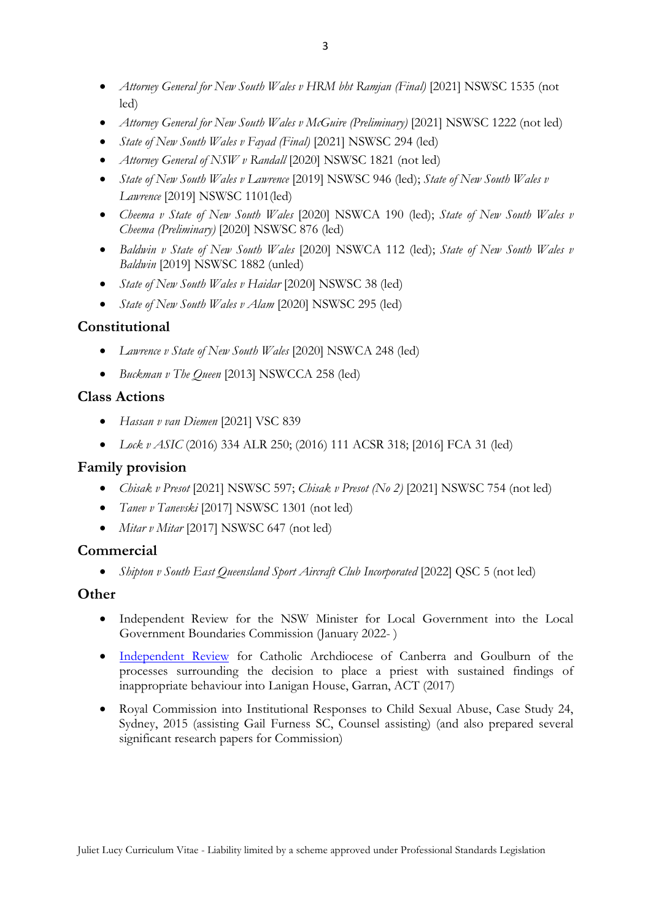- *Attorney General for New South Wales v HRM bht Ramjan (Final)* [2021] NSWSC 1535 (not led)
- *Attorney General for New South Wales v McGuire (Preliminary)* [2021] NSWSC 1222 (not led)
- *State of New South Wales v Fayad (Final)* [2021] NSWSC 294 (led)
- *Attorney General of NSW v Randall* [2020] NSWSC 1821 (not led)
- *State of New South Wales v Lawrence* [2019] NSWSC 946 (led); *State of New South Wales v Lawrence* [2019] NSWSC 1101(led)
- *Cheema v State of New South Wales* [2020] NSWCA 190 (led); *State of New South Wales v Cheema (Preliminary)* [2020] NSWSC 876 (led)
- *Baldwin v State of New South Wales* [2020] NSWCA 112 (led); *State of New South Wales v Baldwin* [2019] NSWSC 1882 (unled)
- *State of New South Wales v Haidar* [2020] NSWSC 38 (led)
- *State of New South Wales v Alam* [2020] NSWSC 295 (led)

## Constitutional

- *Lawrence v State of New South Wales* [2020] NSWCA 248 (led)
- *Buckman v The Queen* [2013] NSWCCA 258 (led)

## Class Actions

- *Hassan v van Diemen* [2021] VSC 839
- *Lock v ASIC* (2016) 334 ALR 250; (2016) 111 ACSR 318; [2016] FCA 31 (led)

## Family provision

- *Chisak v Presot* [2021] NSWSC 597; *Chisak v Presot (No 2)* [2021] NSWSC 754 (not led)
- *Tanev v Tanevski* [2017] NSWSC 1301 (not led)
- *Mitar v Mitar* [2017] NSWSC 647 (not led)

## Commercial

- *Shipton v South East Queensland Sport Aircraft Club Incorporated* [2022] QSC 5 (not led)

## Other

- Independent Review for the NSW Minister for Local Government into the Local Government Boundaries Commission (January 2022- )
- Independent Review for Catholic Archdiocese of Canberra and Goulburn of the processes surrounding the decision to place a priest with sustained findings of inappropriate behaviour into Lanigan House, Garran, ACT (2017)
- Royal Commission into Institutional Responses to Child Sexual Abuse, Case Study 24, Sydney, 2015 (assisting Gail Furness SC, Counsel assisting) (and also prepared several significant research papers for Commission)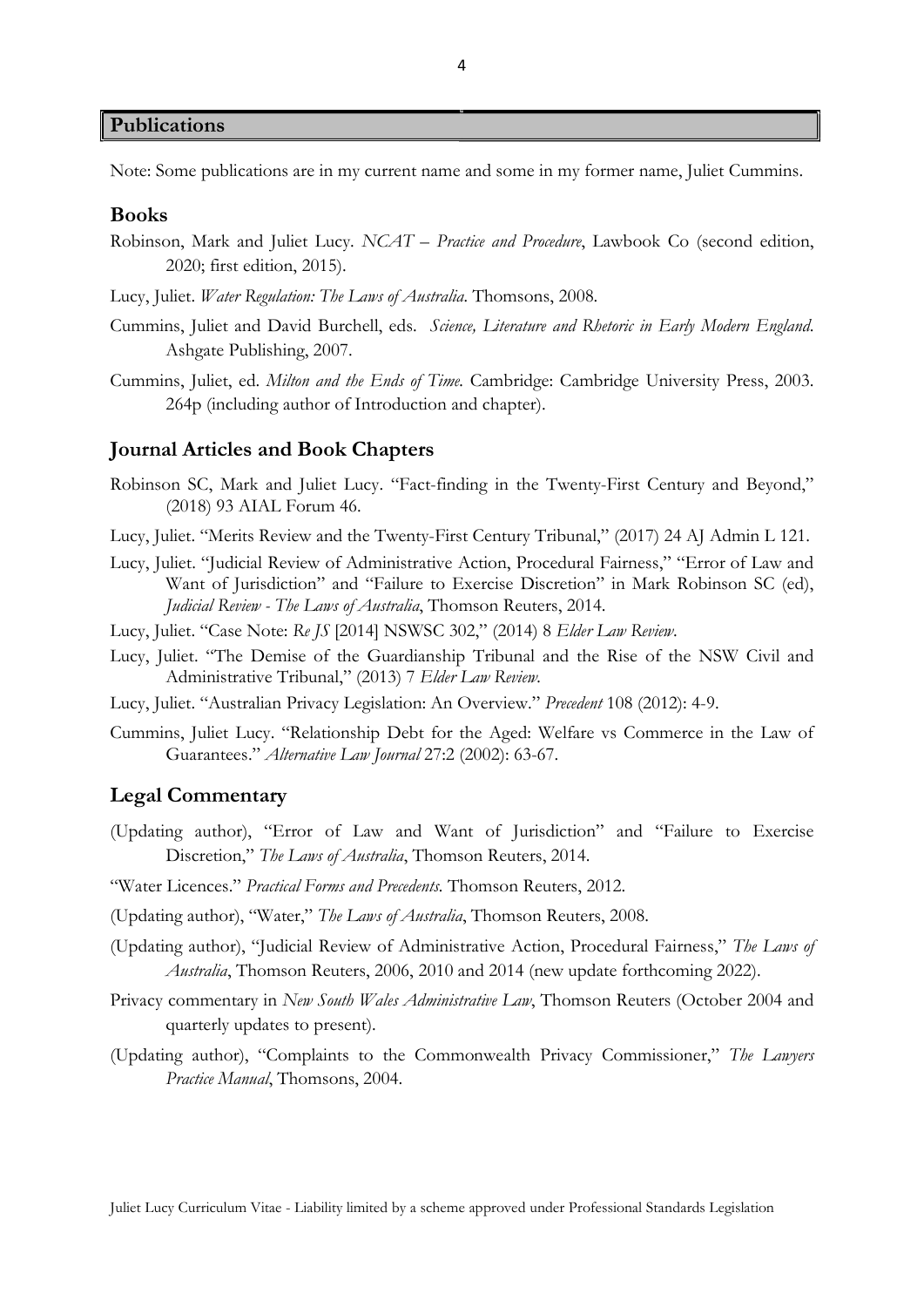## Publications

Note: Some publications are in my current name and some in my former name, Juliet Cummins.

### Books

Robinson, Mark and Juliet Lucy. *NCAT – Practice and Procedure*, Lawbook Co (second edition, 2020; first edition, 2015).

Lucy, Juliet. *Water Regulation: The Laws of Australia*. Thomsons, 2008.

Cummins, Juliet and David Burchell, eds. *Science, Literature and Rhetoric in Early Modern England*. Ashgate Publishing, 2007.

Cummins, Juliet, ed. *Milton and the Ends of Time*. Cambridge: Cambridge University Press, 2003. 264p (including author of Introduction and chapter).

### Journal Articles and Book Chapters

Robinson SC, Mark and Juliet Lucy. "Fact-finding in the Twenty-First Century and Beyond," (2018) 93 AIAL Forum 46.

Lucy, Juliet. "Merits Review and the Twenty-First Century Tribunal," (2017) 24 AJ Admin L 121.

Lucy, Juliet. "Judicial Review of Administrative Action, Procedural Fairness," "Error of Law and Want of Jurisdiction" and "Failure to Exercise Discretion" in Mark Robinson SC (ed), *Judicial Review - The Laws of Australia*, Thomson Reuters, 2014.

Lucy, Juliet. "Case Note: *Re JS* [2014] NSWSC 302," (2014) 8 *Elder Law Review*.

Lucy, Juliet. "The Demise of the Guardianship Tribunal and the Rise of the NSW Civil and Administrative Tribunal," (2013) 7 *Elder Law Review*.

Lucy, Juliet. "Australian Privacy Legislation: An Overview." *Precedent* 108 (2012): 4-9.

Cummins, Juliet Lucy. "Relationship Debt for the Aged: Welfare vs Commerce in the Law of Guarantees." *Alternative Law Journal* 27:2 (2002): 63-67.

### Legal Commentary

(Updating author), "Error of Law and Want of Jurisdiction" and "Failure to Exercise Discretion," *The Laws of Australia*, Thomson Reuters, 2014.

"Water Licences." *Practical Forms and Precedents*. Thomson Reuters, 2012.

(Updating author), "Water," *The Laws of Australia*, Thomson Reuters, 2008.

(Updating author), "Judicial Review of Administrative Action, Procedural Fairness," *The Laws of Australia*, Thomson Reuters, 2006, 2010 and 2014 (new update forthcoming 2022).

Privacy commentary in *New South Wales Administrative Law*, Thomson Reuters (October 2004 and quarterly updates to present).

(Updating author), "Complaints to the Commonwealth Privacy Commissioner," *The Lawyers Practice Manual*, Thomsons, 2004.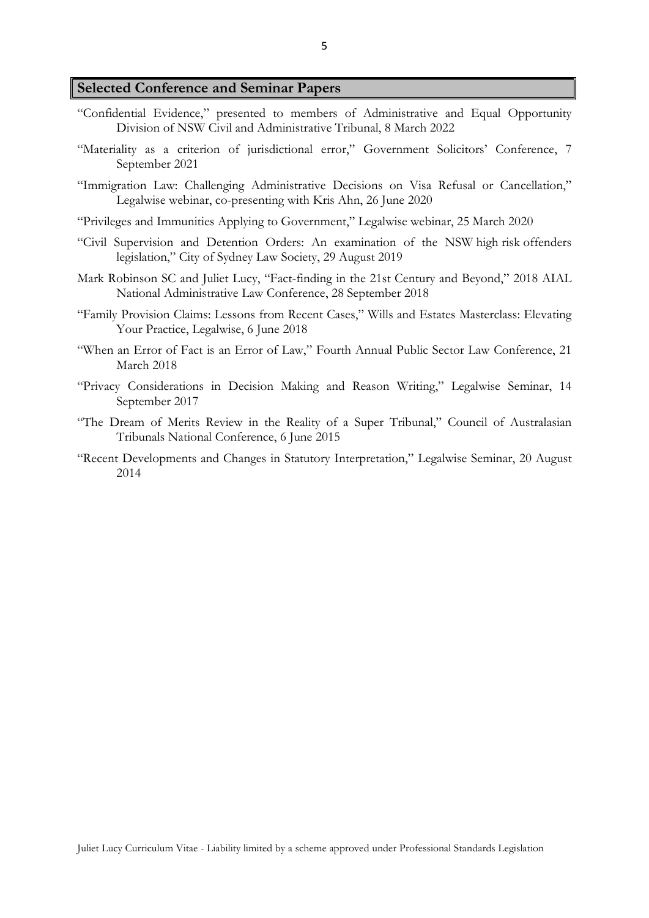## Selected Conference and Seminar Papers

"Confidential Evidence," presented to members of Administrative and Equal Opportunity Division of NSW Civil and Administrative Tribunal, 8 March 2022

"Materiality as a criterion of jurisdictional error," Government Solicitors' Conference, 7 September 2021

"Immigration Law: Challenging Administrative Decisions on Visa Refusal or Cancellation," Legalwise webinar, co-presenting with Kris Ahn, 26 June 2020

"Privileges and Immunities Applying to Government," Legalwise webinar, 25 March 2020

"Civil Supervision and Detention Orders: An examination of the NSW high risk offenders legislation," City of Sydney Law Society, 29 August 2019

Mark Robinson SC and Juliet Lucy, "Fact-finding in the 21st Century and Beyond," 2018 AIAL National Administrative Law Conference, 28 September 2018

"Family Provision Claims: Lessons from Recent Cases," Wills and Estates Masterclass: Elevating Your Practice, Legalwise, 6 June 2018

"When an Error of Fact is an Error of Law," Fourth Annual Public Sector Law Conference, 21 March 2018

"Privacy Considerations in Decision Making and Reason Writing," Legalwise Seminar, 14 September 2017

"The Dream of Merits Review in the Reality of a Super Tribunal," Council of Australasian Tribunals National Conference, 6 June 2015

"Recent Developments and Changes in Statutory Interpretation," Legalwise Seminar, 20 August 2014